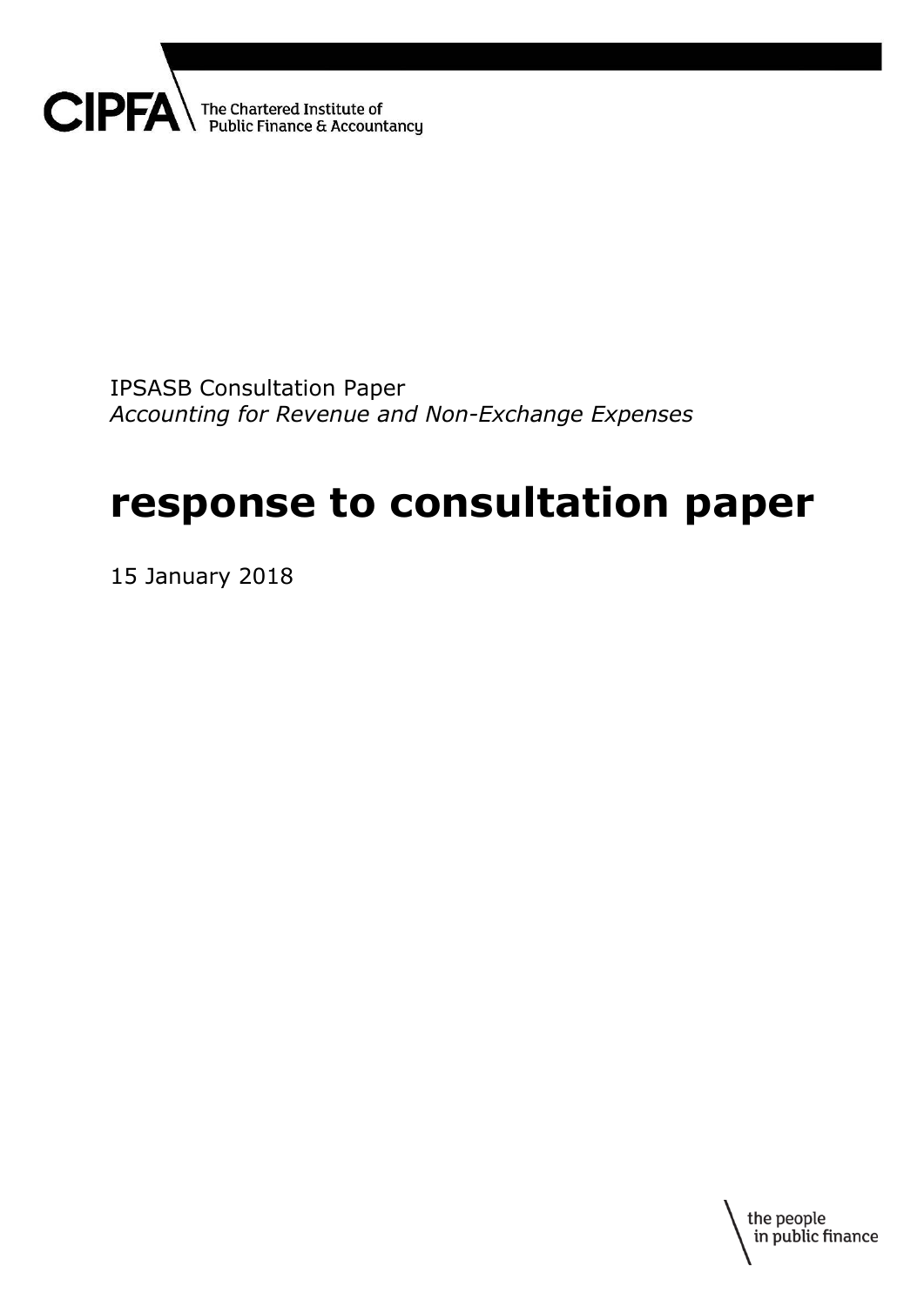CIPFA The Chartered Institute of Public Finance & Accountancy

IPSASB Consultation Paper
*Accounting for Revenue and Non-Exchange Expenses*

# response to consultation paper

15 January 2018

the people in public finance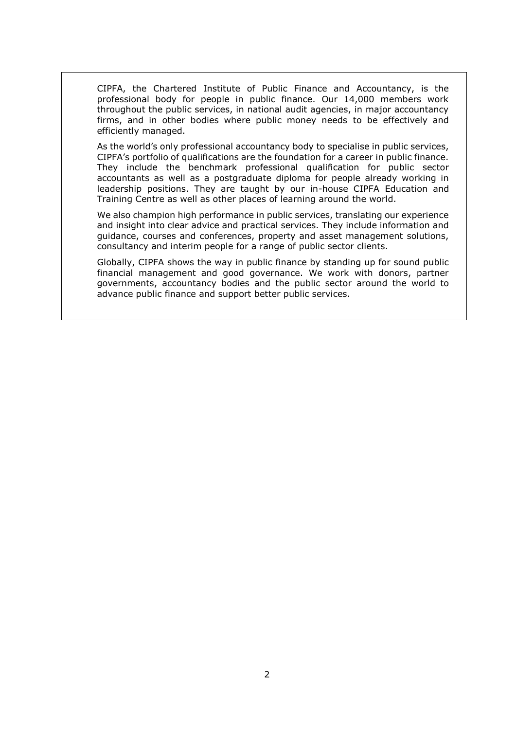CIPFA, the Chartered Institute of Public Finance and Accountancy, is the professional body for people in public finance. Our 14,000 members work throughout the public services, in national audit agencies, in major accountancy firms, and in other bodies where public money needs to be effectively and efficiently managed.

As the world's only professional accountancy body to specialise in public services, CIPFA's portfolio of qualifications are the foundation for a career in public finance. They include the benchmark professional qualification for public sector accountants as well as a postgraduate diploma for people already working in leadership positions. They are taught by our in-house CIPFA Education and Training Centre as well as other places of learning around the world.

We also champion high performance in public services, translating our experience and insight into clear advice and practical services. They include information and guidance, courses and conferences, property and asset management solutions, consultancy and interim people for a range of public sector clients.

Globally, CIPFA shows the way in public finance by standing up for sound public financial management and good governance. We work with donors, partner governments, accountancy bodies and the public sector around the world to advance public finance and support better public services.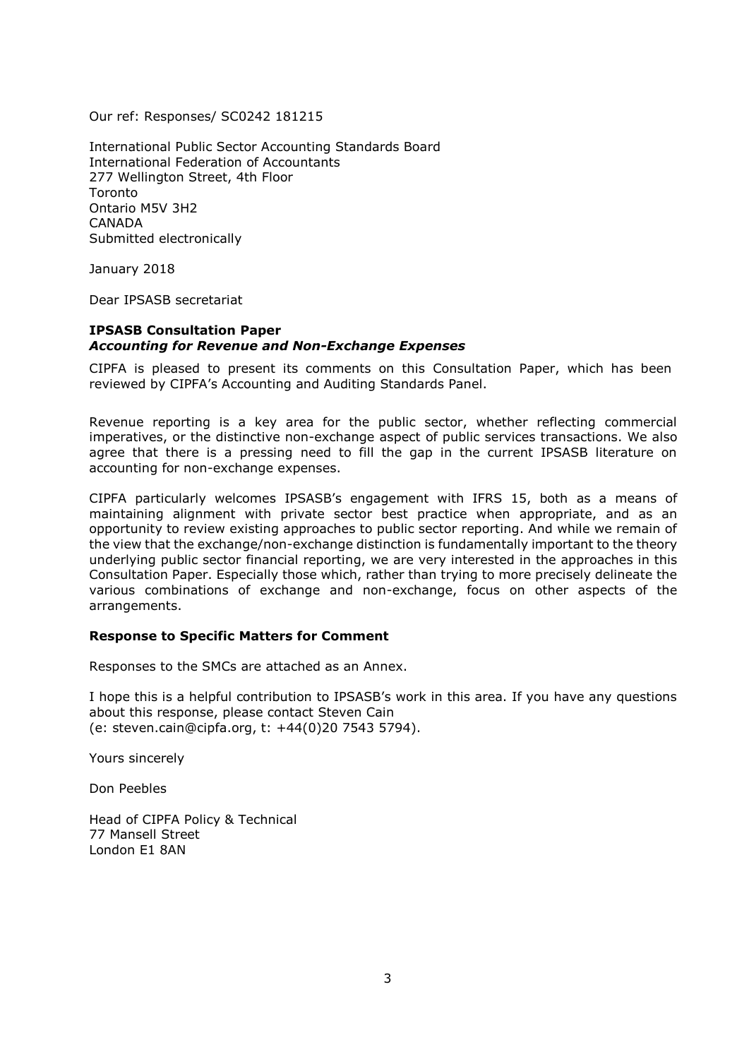Our ref: Responses/ SC0242 181215

International Public Sector Accounting Standards Board
International Federation of Accountants
277 Wellington Street, 4th Floor
Toronto
Ontario M5V 3H2
CANADA
Submitted electronically

January 2018

Dear IPSASB secretariat

**IPSASB Consultation Paper**
***Accounting for Revenue and Non-Exchange Expenses***

CIPFA is pleased to present its comments on this Consultation Paper, which has been reviewed by CIPFA's Accounting and Auditing Standards Panel.

Revenue reporting is a key area for the public sector, whether reflecting commercial imperatives, or the distinctive non-exchange aspect of public services transactions. We also agree that there is a pressing need to fill the gap in the current IPSASB literature on accounting for non-exchange expenses.

CIPFA particularly welcomes IPSASB's engagement with IFRS 15, both as a means of maintaining alignment with private sector best practice when appropriate, and as an opportunity to review existing approaches to public sector reporting. And while we remain of the view that the exchange/non-exchange distinction is fundamentally important to the theory underlying public sector financial reporting, we are very interested in the approaches in this Consultation Paper. Especially those which, rather than trying to more precisely delineate the various combinations of exchange and non-exchange, focus on other aspects of the arrangements.

**Response to Specific Matters for Comment**

Responses to the SMCs are attached as an Annex.

I hope this is a helpful contribution to IPSASB's work in this area. If you have any questions about this response, please contact Steven Cain
(e: steven.cain@cipfa.org, t: +44(0)20 7543 5794).

Yours sincerely

Don Peebles

Head of CIPFA Policy & Technical
77 Mansell Street
London E1 8AN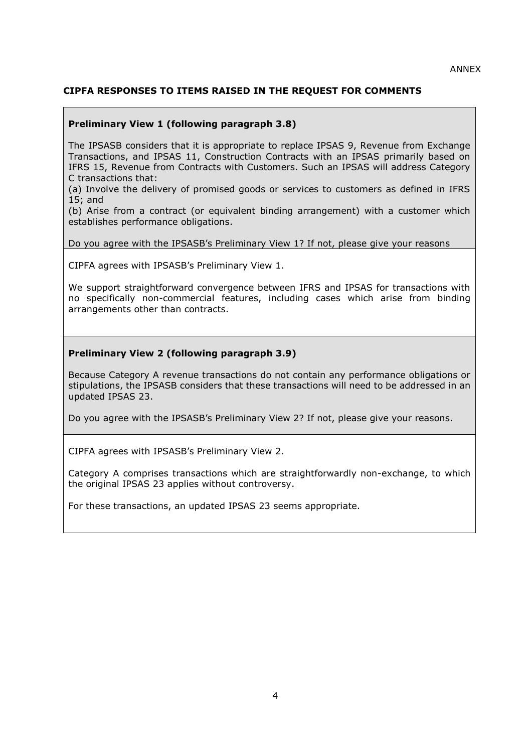ANNEX

## CIPFA RESPONSES TO ITEMS RAISED IN THE REQUEST FOR COMMENTS

### Preliminary View 1 (following paragraph 3.8)

The IPSASB considers that it is appropriate to replace IPSAS 9, Revenue from Exchange Transactions, and IPSAS 11, Construction Contracts with an IPSAS primarily based on IFRS 15, Revenue from Contracts with Customers. Such an IPSAS will address Category C transactions that:

(a) Involve the delivery of promised goods or services to customers as defined in IFRS 15; and

(b) Arise from a contract (or equivalent binding arrangement) with a customer which establishes performance obligations.

Do you agree with the IPSASB's Preliminary View 1? If not, please give your reasons

CIPFA agrees with IPSASB's Preliminary View 1.

We support straightforward convergence between IFRS and IPSAS for transactions with no specifically non-commercial features, including cases which arise from binding arrangements other than contracts.

### Preliminary View 2 (following paragraph 3.9)

Because Category A revenue transactions do not contain any performance obligations or stipulations, the IPSASB considers that these transactions will need to be addressed in an updated IPSAS 23.

Do you agree with the IPSASB's Preliminary View 2? If not, please give your reasons.

CIPFA agrees with IPSASB's Preliminary View 2.

Category A comprises transactions which are straightforwardly non-exchange, to which the original IPSAS 23 applies without controversy.

For these transactions, an updated IPSAS 23 seems appropriate.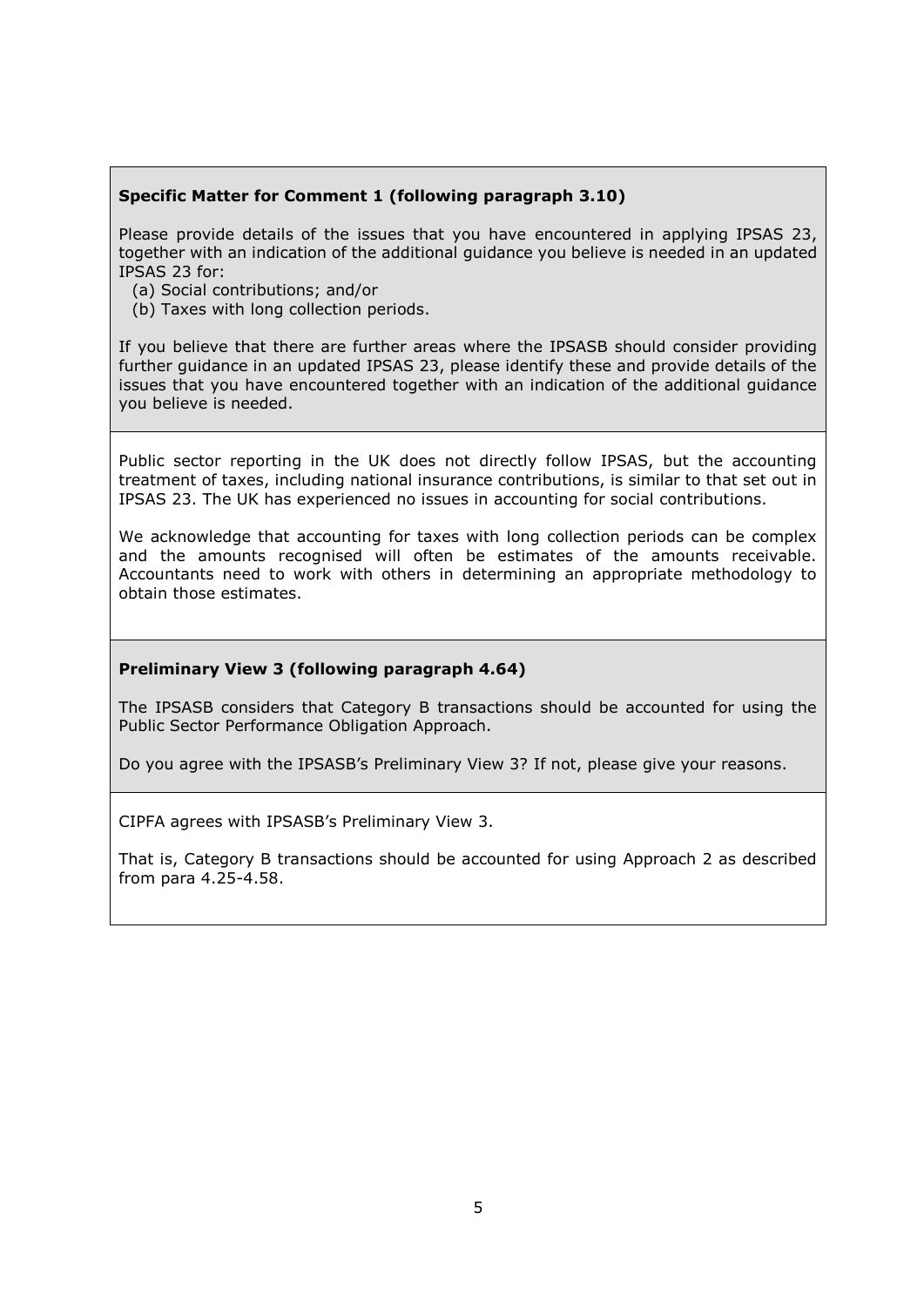**Specific Matter for Comment 1 (following paragraph 3.10)**

Please provide details of the issues that you have encountered in applying IPSAS 23, together with an indication of the additional guidance you believe is needed in an updated IPSAS 23 for:

(a) Social contributions; and/or
(b) Taxes with long collection periods.

If you believe that there are further areas where the IPSASB should consider providing further guidance in an updated IPSAS 23, please identify these and provide details of the issues that you have encountered together with an indication of the additional guidance you believe is needed.

Public sector reporting in the UK does not directly follow IPSAS, but the accounting treatment of taxes, including national insurance contributions, is similar to that set out in IPSAS 23. The UK has experienced no issues in accounting for social contributions.

We acknowledge that accounting for taxes with long collection periods can be complex and the amounts recognised will often be estimates of the amounts receivable. Accountants need to work with others in determining an appropriate methodology to obtain those estimates.

**Preliminary View 3 (following paragraph 4.64)**

The IPSASB considers that Category B transactions should be accounted for using the Public Sector Performance Obligation Approach.

Do you agree with the IPSASB's Preliminary View 3? If not, please give your reasons.

CIPFA agrees with IPSASB's Preliminary View 3.

That is, Category B transactions should be accounted for using Approach 2 as described from para 4.25-4.58.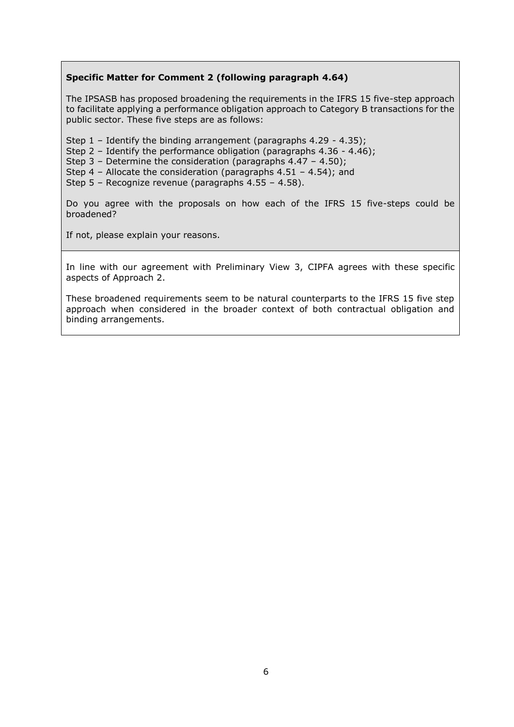**Specific Matter for Comment 2 (following paragraph 4.64)**

The IPSASB has proposed broadening the requirements in the IFRS 15 five-step approach to facilitate applying a performance obligation approach to Category B transactions for the public sector. These five steps are as follows:

Step 1 – Identify the binding arrangement (paragraphs 4.29 - 4.35);
Step 2 – Identify the performance obligation (paragraphs 4.36 - 4.46);
Step 3 – Determine the consideration (paragraphs 4.47 – 4.50);
Step 4 – Allocate the consideration (paragraphs 4.51 – 4.54); and
Step 5 – Recognize revenue (paragraphs 4.55 – 4.58).

Do you agree with the proposals on how each of the IFRS 15 five-steps could be broadened?

If not, please explain your reasons.

In line with our agreement with Preliminary View 3, CIPFA agrees with these specific aspects of Approach 2.

These broadened requirements seem to be natural counterparts to the IFRS 15 five step approach when considered in the broader context of both contractual obligation and binding arrangements.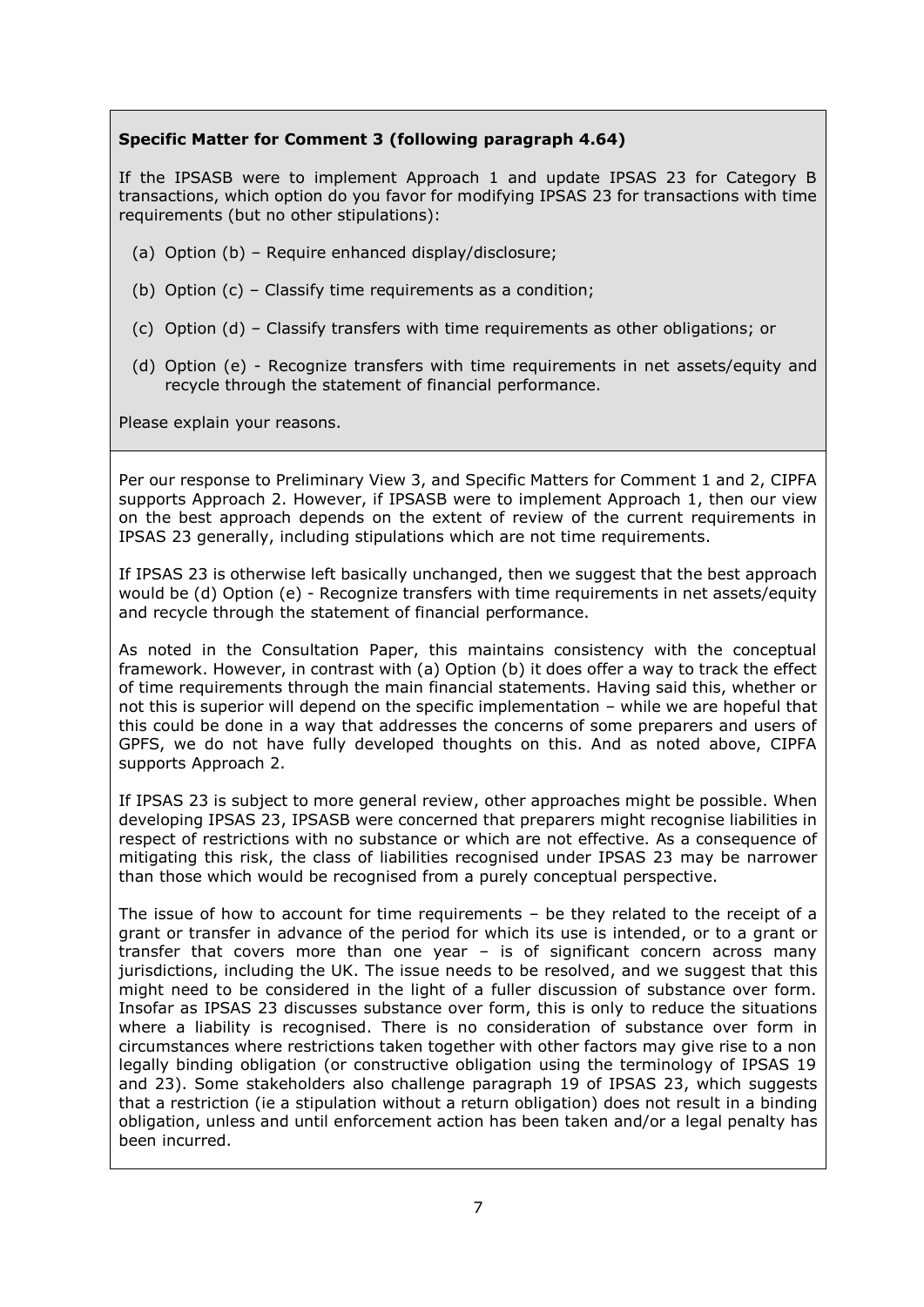**Specific Matter for Comment 3 (following paragraph 4.64)**

If the IPSASB were to implement Approach 1 and update IPSAS 23 for Category B transactions, which option do you favor for modifying IPSAS 23 for transactions with time requirements (but no other stipulations):

(a) Option (b) – Require enhanced display/disclosure;

(b) Option (c) – Classify time requirements as a condition;

(c) Option (d) – Classify transfers with time requirements as other obligations; or

(d) Option (e) - Recognize transfers with time requirements in net assets/equity and recycle through the statement of financial performance.

Please explain your reasons.

Per our response to Preliminary View 3, and Specific Matters for Comment 1 and 2, CIPFA supports Approach 2. However, if IPSASB were to implement Approach 1, then our view on the best approach depends on the extent of review of the current requirements in IPSAS 23 generally, including stipulations which are not time requirements.

If IPSAS 23 is otherwise left basically unchanged, then we suggest that the best approach would be (d) Option (e) - Recognize transfers with time requirements in net assets/equity and recycle through the statement of financial performance.

As noted in the Consultation Paper, this maintains consistency with the conceptual framework. However, in contrast with (a) Option (b) it does offer a way to track the effect of time requirements through the main financial statements. Having said this, whether or not this is superior will depend on the specific implementation – while we are hopeful that this could be done in a way that addresses the concerns of some preparers and users of GPFS, we do not have fully developed thoughts on this. And as noted above, CIPFA supports Approach 2.

If IPSAS 23 is subject to more general review, other approaches might be possible. When developing IPSAS 23, IPSASB were concerned that preparers might recognise liabilities in respect of restrictions with no substance or which are not effective. As a consequence of mitigating this risk, the class of liabilities recognised under IPSAS 23 may be narrower than those which would be recognised from a purely conceptual perspective.

The issue of how to account for time requirements – be they related to the receipt of a grant or transfer in advance of the period for which its use is intended, or to a grant or transfer that covers more than one year – is of significant concern across many jurisdictions, including the UK. The issue needs to be resolved, and we suggest that this might need to be considered in the light of a fuller discussion of substance over form. Insofar as IPSAS 23 discusses substance over form, this is only to reduce the situations where a liability is recognised. There is no consideration of substance over form in circumstances where restrictions taken together with other factors may give rise to a non legally binding obligation (or constructive obligation using the terminology of IPSAS 19 and 23). Some stakeholders also challenge paragraph 19 of IPSAS 23, which suggests that a restriction (ie a stipulation without a return obligation) does not result in a binding obligation, unless and until enforcement action has been taken and/or a legal penalty has been incurred.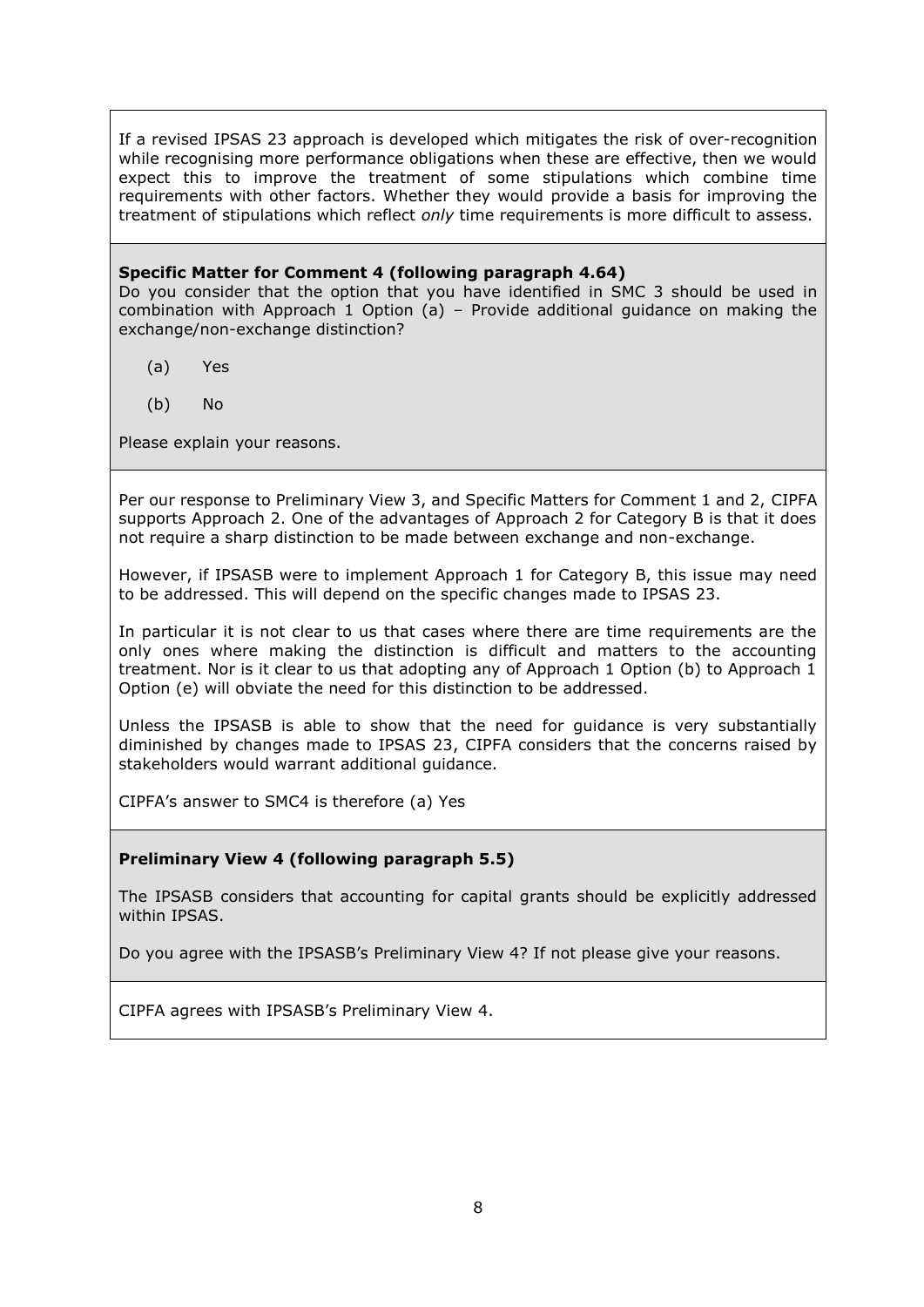If a revised IPSAS 23 approach is developed which mitigates the risk of over-recognition while recognising more performance obligations when these are effective, then we would expect this to improve the treatment of some stipulations which combine time requirements with other factors. Whether they would provide a basis for improving the treatment of stipulations which reflect *only* time requirements is more difficult to assess.

**Specific Matter for Comment 4 (following paragraph 4.64)**

Do you consider that the option that you have identified in SMC 3 should be used in combination with Approach 1 Option (a) – Provide additional guidance on making the exchange/non-exchange distinction?

(a) Yes

(b) No

Please explain your reasons.

Per our response to Preliminary View 3, and Specific Matters for Comment 1 and 2, CIPFA supports Approach 2. One of the advantages of Approach 2 for Category B is that it does not require a sharp distinction to be made between exchange and non-exchange.

However, if IPSASB were to implement Approach 1 for Category B, this issue may need to be addressed. This will depend on the specific changes made to IPSAS 23.

In particular it is not clear to us that cases where there are time requirements are the only ones where making the distinction is difficult and matters to the accounting treatment. Nor is it clear to us that adopting any of Approach 1 Option (b) to Approach 1 Option (e) will obviate the need for this distinction to be addressed.

Unless the IPSASB is able to show that the need for guidance is very substantially diminished by changes made to IPSAS 23, CIPFA considers that the concerns raised by stakeholders would warrant additional guidance.

CIPFA's answer to SMC4 is therefore (a) Yes

**Preliminary View 4 (following paragraph 5.5)**

The IPSASB considers that accounting for capital grants should be explicitly addressed within IPSAS.

Do you agree with the IPSASB's Preliminary View 4? If not please give your reasons.

CIPFA agrees with IPSASB's Preliminary View 4.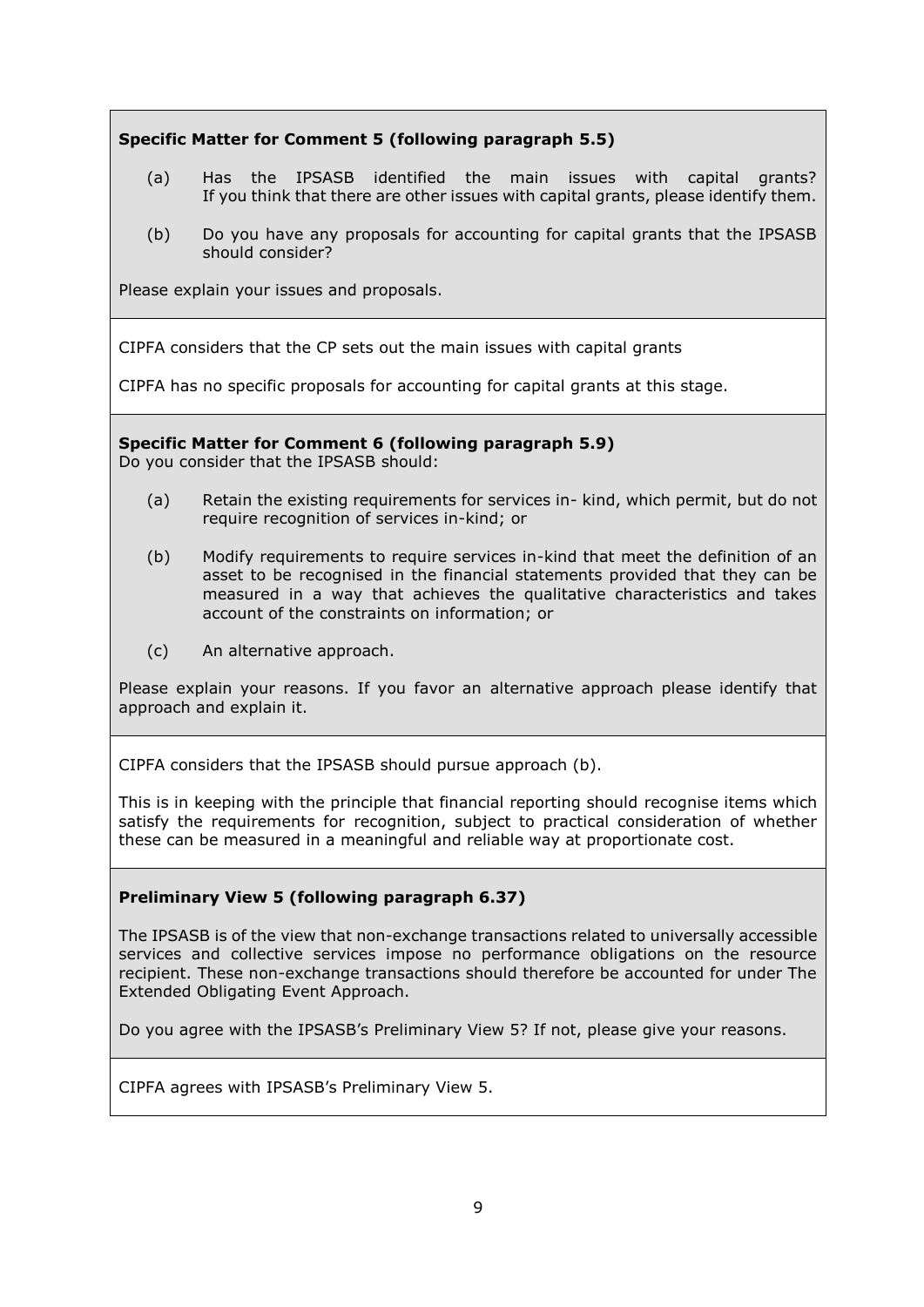**Specific Matter for Comment 5 (following paragraph 5.5)**

(a) Has the IPSASB identified the main issues with capital grants? If you think that there are other issues with capital grants, please identify them.

(b) Do you have any proposals for accounting for capital grants that the IPSASB should consider?

Please explain your issues and proposals.

CIPFA considers that the CP sets out the main issues with capital grants

CIPFA has no specific proposals for accounting for capital grants at this stage.

**Specific Matter for Comment 6 (following paragraph 5.9)**
Do you consider that the IPSASB should:

(a) Retain the existing requirements for services in- kind, which permit, but do not require recognition of services in-kind; or

(b) Modify requirements to require services in-kind that meet the definition of an asset to be recognised in the financial statements provided that they can be measured in a way that achieves the qualitative characteristics and takes account of the constraints on information; or

(c) An alternative approach.

Please explain your reasons. If you favor an alternative approach please identify that approach and explain it.

CIPFA considers that the IPSASB should pursue approach (b).

This is in keeping with the principle that financial reporting should recognise items which satisfy the requirements for recognition, subject to practical consideration of whether these can be measured in a meaningful and reliable way at proportionate cost.

**Preliminary View 5 (following paragraph 6.37)**

The IPSASB is of the view that non-exchange transactions related to universally accessible services and collective services impose no performance obligations on the resource recipient. These non-exchange transactions should therefore be accounted for under The Extended Obligating Event Approach.

Do you agree with the IPSASB's Preliminary View 5? If not, please give your reasons.

CIPFA agrees with IPSASB's Preliminary View 5.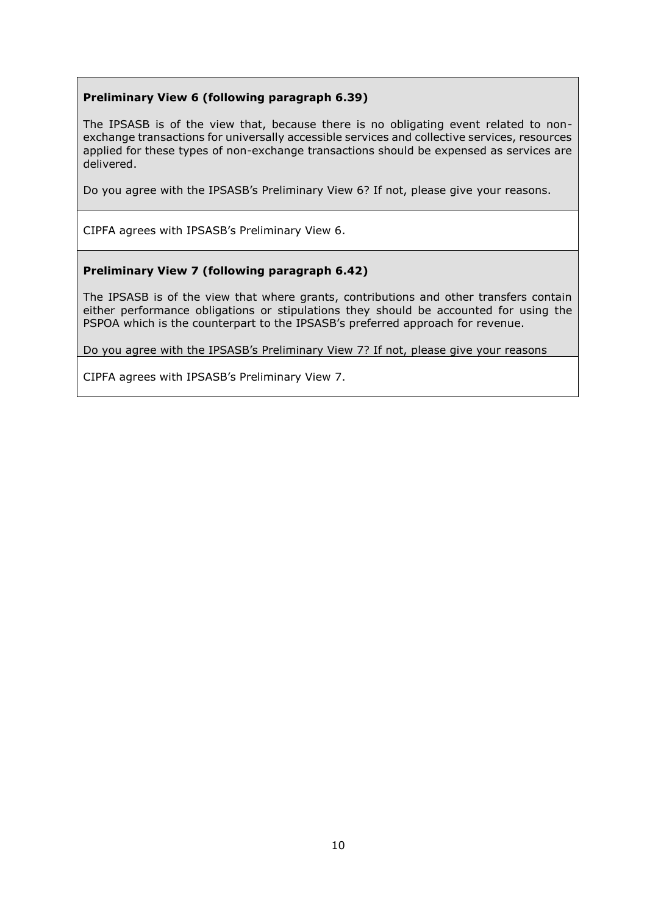**Preliminary View 6 (following paragraph 6.39)**

The IPSASB is of the view that, because there is no obligating event related to non-exchange transactions for universally accessible services and collective services, resources applied for these types of non-exchange transactions should be expensed as services are delivered.

Do you agree with the IPSASB's Preliminary View 6? If not, please give your reasons.

CIPFA agrees with IPSASB's Preliminary View 6.

**Preliminary View 7 (following paragraph 6.42)**

The IPSASB is of the view that where grants, contributions and other transfers contain either performance obligations or stipulations they should be accounted for using the PSPOA which is the counterpart to the IPSASB's preferred approach for revenue.

Do you agree with the IPSASB's Preliminary View 7? If not, please give your reasons

CIPFA agrees with IPSASB's Preliminary View 7.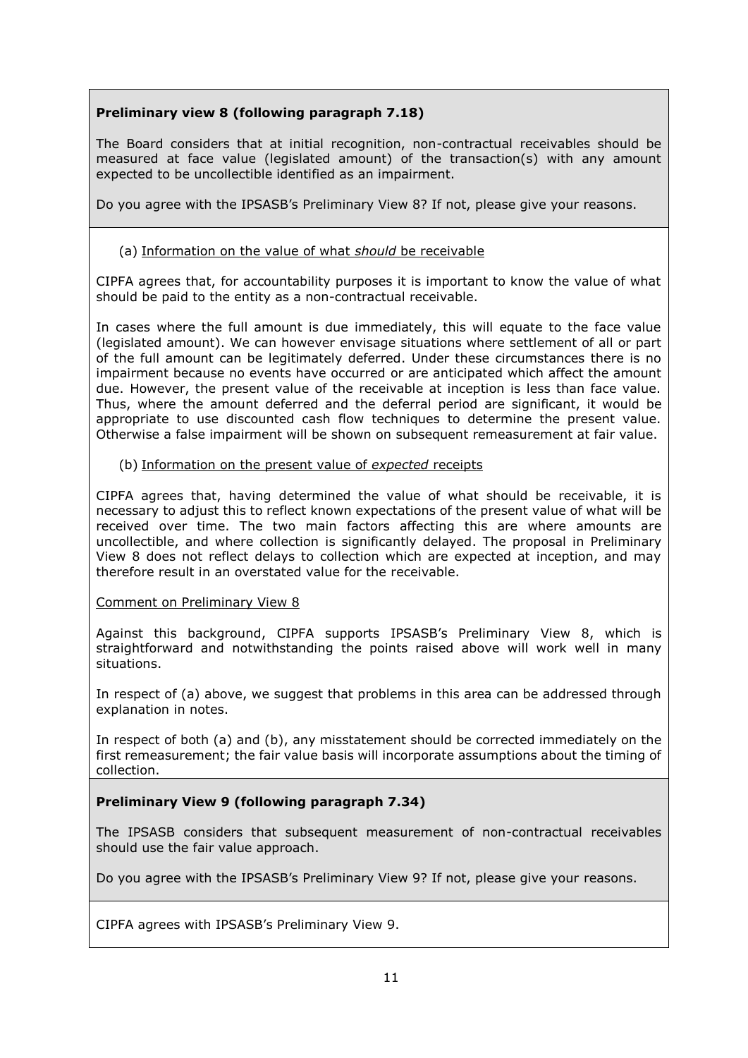**Preliminary view 8 (following paragraph 7.18)**

The Board considers that at initial recognition, non-contractual receivables should be measured at face value (legislated amount) of the transaction(s) with any amount expected to be uncollectible identified as an impairment.

Do you agree with the IPSASB's Preliminary View 8? If not, please give your reasons.

(a) Information on the value of what *should* be receivable

CIPFA agrees that, for accountability purposes it is important to know the value of what should be paid to the entity as a non-contractual receivable.

In cases where the full amount is due immediately, this will equate to the face value (legislated amount). We can however envisage situations where settlement of all or part of the full amount can be legitimately deferred. Under these circumstances there is no impairment because no events have occurred or are anticipated which affect the amount due. However, the present value of the receivable at inception is less than face value. Thus, where the amount deferred and the deferral period are significant, it would be appropriate to use discounted cash flow techniques to determine the present value. Otherwise a false impairment will be shown on subsequent remeasurement at fair value.

(b) Information on the present value of *expected* receipts

CIPFA agrees that, having determined the value of what should be receivable, it is necessary to adjust this to reflect known expectations of the present value of what will be received over time. The two main factors affecting this are where amounts are uncollectible, and where collection is significantly delayed. The proposal in Preliminary View 8 does not reflect delays to collection which are expected at inception, and may therefore result in an overstated value for the receivable.

Comment on Preliminary View 8

Against this background, CIPFA supports IPSASB's Preliminary View 8, which is straightforward and notwithstanding the points raised above will work well in many situations.

In respect of (a) above, we suggest that problems in this area can be addressed through explanation in notes.

In respect of both (a) and (b), any misstatement should be corrected immediately on the first remeasurement; the fair value basis will incorporate assumptions about the timing of collection.

**Preliminary View 9 (following paragraph 7.34)**

The IPSASB considers that subsequent measurement of non-contractual receivables should use the fair value approach.

Do you agree with the IPSASB's Preliminary View 9? If not, please give your reasons.

CIPFA agrees with IPSASB's Preliminary View 9.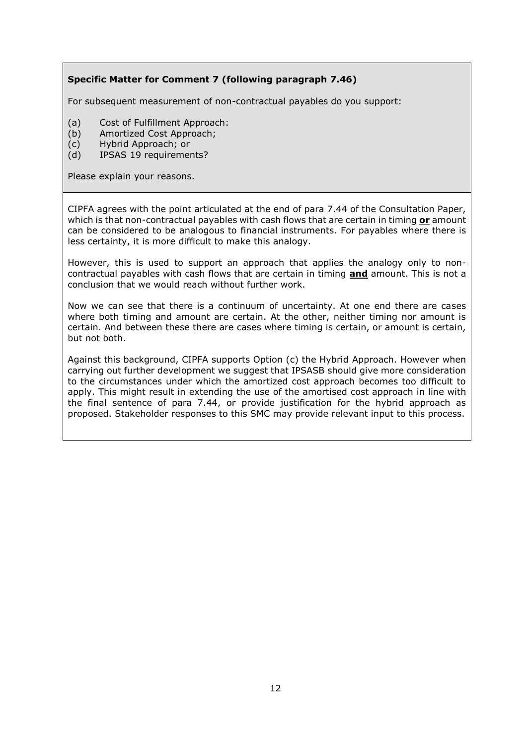**Specific Matter for Comment 7 (following paragraph 7.46)**

For subsequent measurement of non-contractual payables do you support:

(a) Cost of Fulfillment Approach:
(b) Amortized Cost Approach;
(c) Hybrid Approach; or
(d) IPSAS 19 requirements?

Please explain your reasons.

CIPFA agrees with the point articulated at the end of para 7.44 of the Consultation Paper, which is that non-contractual payables with cash flows that are certain in timing **or** amount can be considered to be analogous to financial instruments. For payables where there is less certainty, it is more difficult to make this analogy.

However, this is used to support an approach that applies the analogy only to non-contractual payables with cash flows that are certain in timing **and** amount. This is not a conclusion that we would reach without further work.

Now we can see that there is a continuum of uncertainty. At one end there are cases where both timing and amount are certain. At the other, neither timing nor amount is certain. And between these there are cases where timing is certain, or amount is certain, but not both.

Against this background, CIPFA supports Option (c) the Hybrid Approach. However when carrying out further development we suggest that IPSASB should give more consideration to the circumstances under which the amortized cost approach becomes too difficult to apply. This might result in extending the use of the amortised cost approach in line with the final sentence of para 7.44, or provide justification for the hybrid approach as proposed. Stakeholder responses to this SMC may provide relevant input to this process.